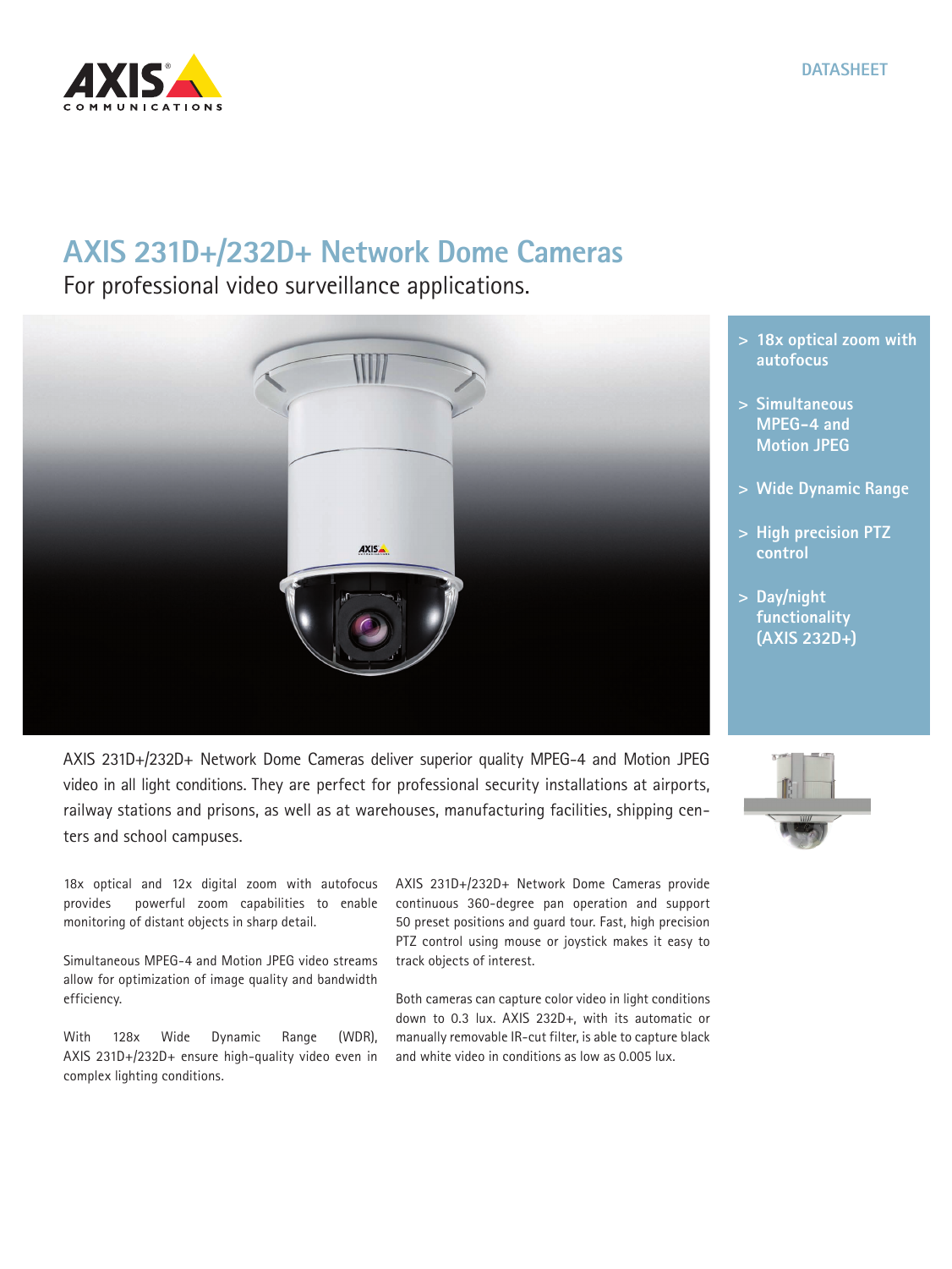DATASHEET

# AXIS 231D+/232D+ Network Dome Cameras

For professional video surveillance applications.

- > 18x optical zoom with autofocus
- > Simultaneous MPEG-4 and Motion JPEG
- > Wide Dynamic Range
- > High precision PTZ control
- > Day/night functionality (AXIS 232D+)

AXIS 231D+/232D+ Network Dome Cameras deliver superior quality MPEG-4 and Motion JPEG video in all light conditions. They are perfect for professional security installations at airports, railway stations and prisons, as well as at warehouses, manufacturing facilities, shipping centers and school campuses.

18x optical and 12x digital zoom with autofocus provides powerful zoom capabilities to enable monitoring of distant objects in sharp detail.

Simultaneous MPEG-4 and Motion JPEG video streams allow for optimization of image quality and bandwidth efficiency.

With 128x Wide Dynamic Range (WDR), AXIS 231D+/232D+ ensure high-quality video even in complex lighting conditions.

AXIS 231D+/232D+ Network Dome Cameras provide continuous 360-degree pan operation and support 50 preset positions and guard tour. Fast, high precision PTZ control using mouse or joystick makes it easy to track objects of interest.

Both cameras can capture color video in light conditions down to 0.3 lux. AXIS 232D+, with its automatic or manually removable IR-cut filter, is able to capture black and white video in conditions as low as 0.005 lux.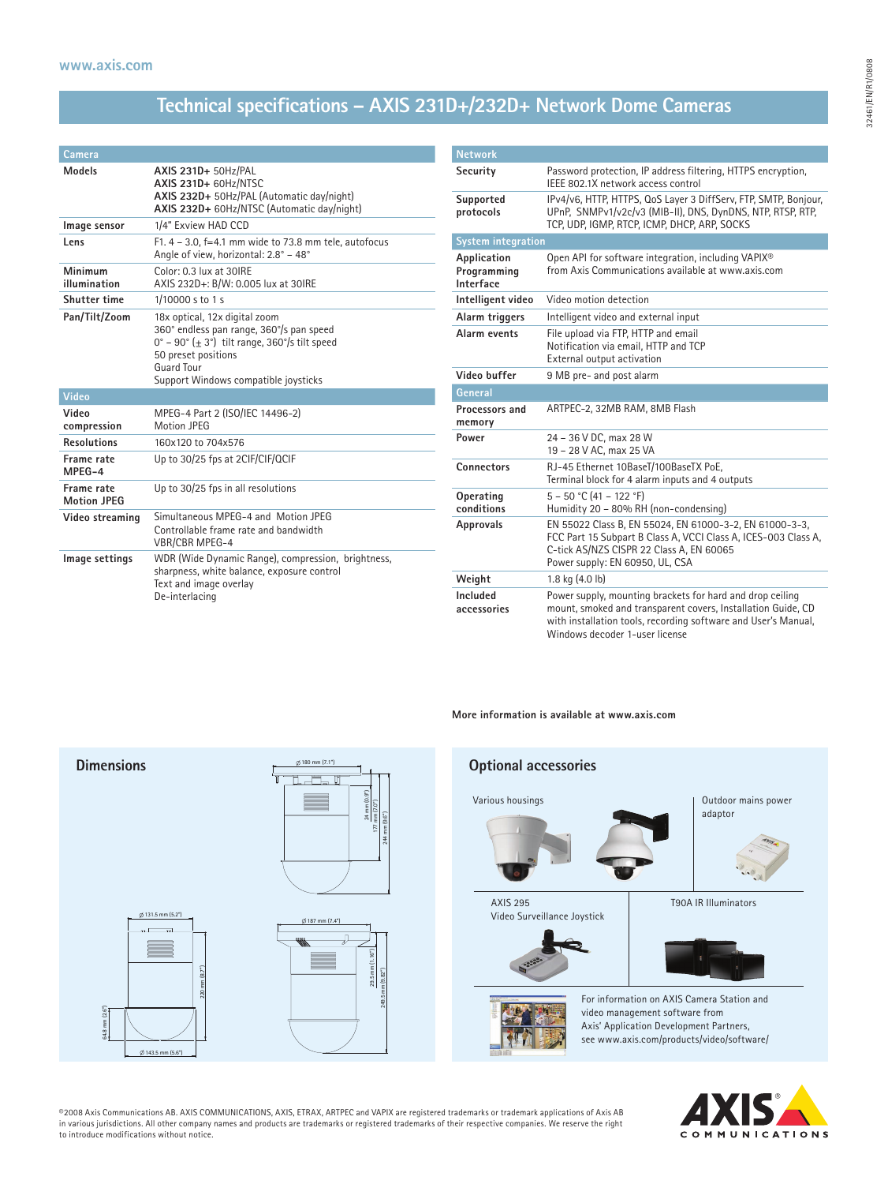www.axis.com

# Technical specifications – AXIS 231D+/232D+ Network Dome Cameras

## Camera

| | |
|---|---|
| Models | **AXIS 231D+** 50Hz/PAL<br>**AXIS 231D+** 60Hz/NTSC<br>**AXIS 232D+** 50Hz/PAL (Automatic day/night)<br>**AXIS 232D+** 60Hz/NTSC (Automatic day/night) |
| Image sensor | 1/4" Exview HAD CCD |
| Lens | F1. 4 – 3.0, f=4.1 mm wide to 73.8 mm tele, autofocus<br>Angle of view, horizontal: 2.8° – 48° |
| Minimum illumination | Color: 0.3 lux at 30IRE<br>AXIS 232D+: B/W: 0.005 lux at 30IRE |
| Shutter time | 1/10000 s to 1 s |
| Pan/Tilt/Zoom | 18x optical, 12x digital zoom<br>360° endless pan range, 360°/s pan speed<br>0° – 90° (± 3°) tilt range, 360°/s tilt speed<br>50 preset positions<br>Guard Tour<br>Support Windows compatible joysticks |

## Video

| | |
|---|---|
| Video compression | MPEG-4 Part 2 (ISO/IEC 14496-2)<br>Motion JPEG |
| Resolutions | 160x120 to 704x576 |
| Frame rate MPEG-4 | Up to 30/25 fps at 2CIF/CIF/QCIF |
| Frame rate Motion JPEG | Up to 30/25 fps in all resolutions |
| Video streaming | Simultaneous MPEG-4 and Motion JPEG<br>Controllable frame rate and bandwidth<br>VBR/CBR MPEG-4 |
| Image settings | WDR (Wide Dynamic Range), compression, brightness, sharpness, white balance, exposure control<br>Text and image overlay<br>De-interlacing |

## Network

| | |
|---|---|
| Security | Password protection, IP address filtering, HTTPS encryption, IEEE 802.1X network access control |
| Supported protocols | IPv4/v6, HTTP, HTTPS, QoS Layer 3 DiffServ, FTP, SMTP, Bonjour, UPnP, SNMPv1/v2c/v3 (MIB-II), DNS, DynDNS, NTP, RTSP, RTP, TCP, UDP, IGMP, RTCP, ICMP, DHCP, ARP, SOCKS |

## System integration

| | |
|---|---|
| Application Programming Interface | Open API for software integration, including VAPIX® from Axis Communications available at www.axis.com |
| Intelligent video | Video motion detection |
| Alarm triggers | Intelligent video and external input |
| Alarm events | File upload via FTP, HTTP and email<br>Notification via email, HTTP and TCP<br>External output activation |
| Video buffer | 9 MB pre- and post alarm |

## General

| | |
|---|---|
| Processors and memory | ARTPEC-2, 32MB RAM, 8MB Flash |
| Power | 24 – 36 V DC, max 28 W<br>19 – 28 V AC, max 25 VA |
| Connectors | RJ-45 Ethernet 10BaseT/100BaseTX PoE,<br>Terminal block for 4 alarm inputs and 4 outputs |
| Operating conditions | 5 – 50 °C (41 – 122 °F)<br>Humidity 20 – 80% RH (non-condensing) |
| Approvals | EN 55022 Class B, EN 55024, EN 61000-3-2, EN 61000-3-3, FCC Part 15 Subpart B Class A, VCCI Class A, ICES-003 Class A, C-tick AS/NZS CISPR 22 Class A, EN 60065<br>Power supply: EN 60950, UL, CSA |
| Weight | 1.8 kg (4.0 lb) |
| Included accessories | Power supply, mounting brackets for hard and drop ceiling mount, smoked and transparent covers, Installation Guide, CD with installation tools, recording software and User's Manual, Windows decoder 1-user license |

**More information is available at www.axis.com**

## Dimensions

Ø 180 mm (7.1")
24 mm (0.9")
177 mm (7.0")
244 mm (9.6")
Ø 131.5 mm (5.2")
220 mm (8.7")
64.8 mm (2.6")
Ø 143.5 mm (5.6")
Ø 187 mm (7.4")
29.5 mm (1.16")
249.5 mm (9.82")

## Optional accessories

Various housings

Outdoor mains power adaptor

AXIS 295
Video Surveillance Joystick

T90A IR Illuminators

For information on AXIS Camera Station and video management software from Axis' Application Development Partners, see www.axis.com/products/video/software/

©2008 Axis Communications AB. AXIS COMMUNICATIONS, AXIS, ETRAX, ARTPEC and VAPIX are registered trademarks or trademark applications of Axis AB in various jurisdictions. All other company names and products are trademarks or registered trademarks of their respective companies. We reserve the right to introduce modifications without notice.